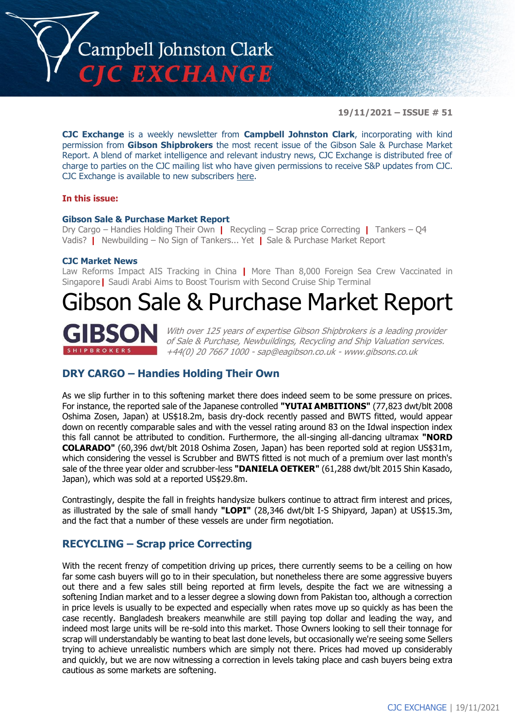# Campbell Johnston Clark CJC EXCHANGE

**19/11/2021 – ISSUE # 51**

**CJC Exchange** is a weekly newsletter from **Campbell Johnston Clark**, incorporating with kind permission from **Gibson Shipbrokers** the most recent issue of the Gibson Sale & Purchase Market Report. A blend of market intelligence and relevant industry news, CJC Exchange is distributed free of charge to parties on the CJC mailing list who have given permissions to receive S&P updates from CJC. CJC Exchange is available to new subscribers here.

**In this issue:**

**Gibson Sale & Purchase Market Report**
Dry Cargo – Handies Holding Their Own | Recycling – Scrap price Correcting | Tankers – Q4 Vadis? | Newbuilding – No Sign of Tankers... Yet | Sale & Purchase Market Report

**CJC Market News**
Law Reforms Impact AIS Tracking in China | More Than 8,000 Foreign Sea Crew Vaccinated in Singapore | Saudi Arabi Aims to Boost Tourism with Second Cruise Ship Terminal

# Gibson Sale & Purchase Market Report

**GIBSON** SHIPBROKERS

*With over 125 years of expertise Gibson Shipbrokers is a leading provider of Sale & Purchase, Newbuildings, Recycling and Ship Valuation services. +44(0) 20 7667 1000 - sap@eagibson.co.uk - www.gibsons.co.uk*

## DRY CARGO – Handies Holding Their Own

As we slip further in to this softening market there does indeed seem to be some pressure on prices. For instance, the reported sale of the Japanese controlled **"YUTAI AMBITIONS"** (77,823 dwt/blt 2008 Oshima Zosen, Japan) at US$18.2m, basis dry-dock recently passed and BWTS fitted, would appear down on recently comparable sales and with the vessel rating around 83 on the Idwal inspection index this fall cannot be attributed to condition. Furthermore, the all-singing all-dancing ultramax **"NORD COLARADO"** (60,396 dwt/blt 2018 Oshima Zosen, Japan) has been reported sold at region US$31m, which considering the vessel is Scrubber and BWTS fitted is not much of a premium over last month's sale of the three year older and scrubber-less **"DANIELA OETKER"** (61,288 dwt/blt 2015 Shin Kasado, Japan), which was sold at a reported US$29.8m.

Contrastingly, despite the fall in freights handysize bulkers continue to attract firm interest and prices, as illustrated by the sale of small handy **"LOPI"** (28,346 dwt/blt I-S Shipyard, Japan) at US$15.3m, and the fact that a number of these vessels are under firm negotiation.

## RECYCLING – Scrap price Correcting

With the recent frenzy of competition driving up prices, there currently seems to be a ceiling on how far some cash buyers will go to in their speculation, but nonetheless there are some aggressive buyers out there and a few sales still being reported at firm levels, despite the fact we are witnessing a softening Indian market and to a lesser degree a slowing down from Pakistan too, although a correction in price levels is usually to be expected and especially when rates move up so quickly as has been the case recently. Bangladesh breakers meanwhile are still paying top dollar and leading the way, and indeed most large units will be re-sold into this market. Those Owners looking to sell their tonnage for scrap will understandably be wanting to beat last done levels, but occasionally we're seeing some Sellers trying to achieve unrealistic numbers which are simply not there. Prices had moved up considerably and quickly, but we are now witnessing a correction in levels taking place and cash buyers being extra cautious as some markets are softening.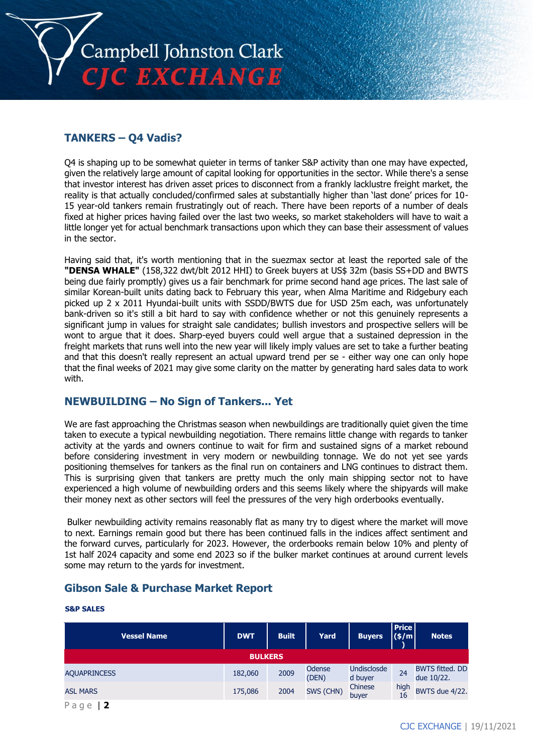## TANKERS – Q4 Vadis?

Q4 is shaping up to be somewhat quieter in terms of tanker S&P activity than one may have expected, given the relatively large amount of capital looking for opportunities in the sector. While there's a sense that investor interest has driven asset prices to disconnect from a frankly lacklustre freight market, the reality is that actually concluded/confirmed sales at substantially higher than 'last done' prices for 10-15 year-old tankers remain frustratingly out of reach. There have been reports of a number of deals fixed at higher prices having failed over the last two weeks, so market stakeholders will have to wait a little longer yet for actual benchmark transactions upon which they can base their assessment of values in the sector.

Having said that, it's worth mentioning that in the suezmax sector at least the reported sale of the **"DENSA WHALE"** (158,322 dwt/blt 2012 HHI) to Greek buyers at US$ 32m (basis SS+DD and BWTS being due fairly promptly) gives us a fair benchmark for prime second hand age prices. The last sale of similar Korean-built units dating back to February this year, when Alma Maritime and Ridgebury each picked up 2 x 2011 Hyundai-built units with SSDD/BWTS due for USD 25m each, was unfortunately bank-driven so it's still a bit hard to say with confidence whether or not this genuinely represents a significant jump in values for straight sale candidates; bullish investors and prospective sellers will be wont to argue that it does. Sharp-eyed buyers could well argue that a sustained depression in the freight markets that runs well into the new year will likely imply values are set to take a further beating and that this doesn't really represent an actual upward trend per se - either way one can only hope that the final weeks of 2021 may give some clarity on the matter by generating hard sales data to work with.

## NEWBUILDING – No Sign of Tankers... Yet

We are fast approaching the Christmas season when newbuildings are traditionally quiet given the time taken to execute a typical newbuilding negotiation. There remains little change with regards to tanker activity at the yards and owners continue to wait for firm and sustained signs of a market rebound before considering investment in very modern or newbuilding tonnage. We do not yet see yards positioning themselves for tankers as the final run on containers and LNG continues to distract them. This is surprising given that tankers are pretty much the only main shipping sector not to have experienced a high volume of newbuilding orders and this seems likely where the shipyards will make their money next as other sectors will feel the pressures of the very high orderbooks eventually.

Bulker newbuilding activity remains reasonably flat as many try to digest where the market will move to next. Earnings remain good but there has been continued falls in the indices affect sentiment and the forward curves, particularly for 2023. However, the orderbooks remain below 10% and plenty of 1st half 2024 capacity and some end 2023 so if the bulker market continues at around current levels some may return to the yards for investment.

## Gibson Sale & Purchase Market Report

**S&P SALES**

| Vessel Name | DWT | Built | Yard | Buyers | Price ($/m) | Notes |
|---|---|---|---|---|---|---|
| **BULKERS** | | | | | | |
| AQUAPRINCESS | 182,060 | 2009 | Odense (DEN) | Undisclosde d buyer | 24 | BWTS fitted. DD due 10/22. |
| ASL MARS | 175,086 | 2004 | SWS (CHN) | Chinese buyer | high 16 | BWTS due 4/22. |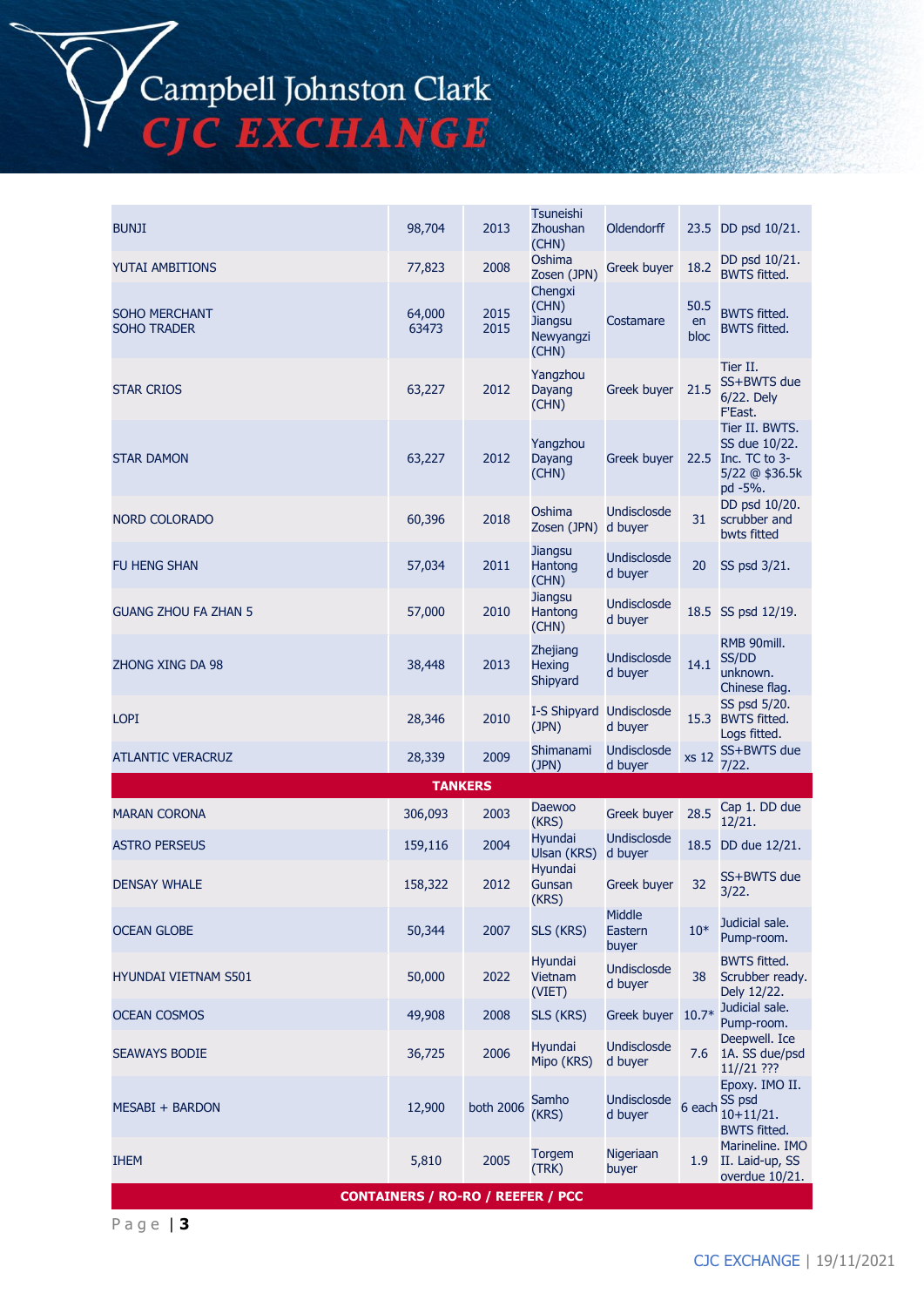| | | | | | | |
|---|---|---|---|---|---|---|
| BUNJI | 98,704 | 2013 | Tsuneishi Zhoushan (CHN) | Oldendorff | 23.5 | DD psd 10/21. |
| YUTAI AMBITIONS | 77,823 | 2008 | Oshima Zosen (JPN) | Greek buyer | 18.2 | DD psd 10/21. BWTS fitted. |
| SOHO MERCHANT SOHO TRADER | 64,000 63473 | 2015 2015 | Chengxi (CHN) Jiangsu Newyangzi (CHN) | Costamare | 50.5 en bloc | BWTS fitted. BWTS fitted. |
| STAR CRIOS | 63,227 | 2012 | Yangzhou Dayang (CHN) | Greek buyer | 21.5 | Tier II. SS+BWTS due 6/22. Dely F'East. |
| STAR DAMON | 63,227 | 2012 | Yangzhou Dayang (CHN) | Greek buyer | 22.5 | Tier II. BWTS. SS due 10/22. Inc. TC to 3-5/22 @ $36.5k pd -5%. |
| NORD COLORADO | 60,396 | 2018 | Oshima Zosen (JPN) | Undisclosed buyer | 31 | DD psd 10/20. scrubber and bwts fitted |
| FU HENG SHAN | 57,034 | 2011 | Jiangsu Hantong (CHN) | Undisclosed buyer | 20 | SS psd 3/21. |
| GUANG ZHOU FA ZHAN 5 | 57,000 | 2010 | Jiangsu Hantong (CHN) | Undisclosed buyer | 18.5 | SS psd 12/19. |
| ZHONG XING DA 98 | 38,448 | 2013 | Zhejiang Hexing Shipyard | Undisclosed buyer | 14.1 | RMB 90mill. SS/DD unknown. Chinese flag. |
| LOPI | 28,346 | 2010 | I-S Shipyard (JPN) | Undisclosed buyer | 15.3 | SS psd 5/20. BWTS fitted. Logs fitted. |
| ATLANTIC VERACRUZ | 28,339 | 2009 | Shimanami (JPN) | Undisclosed buyer | xs 12 | SS+BWTS due 7/22. |
| **TANKERS** | | | | | | |
| MARAN CORONA | 306,093 | 2003 | Daewoo (KRS) | Greek buyer | 28.5 | Cap 1. DD due 12/21. |
| ASTRO PERSEUS | 159,116 | 2004 | Hyundai Ulsan (KRS) | Undisclosed buyer | 18.5 | DD due 12/21. |
| DENSAY WHALE | 158,322 | 2012 | Hyundai Gunsan (KRS) | Greek buyer | 32 | SS+BWTS due 3/22. |
| OCEAN GLOBE | 50,344 | 2007 | SLS (KRS) | Middle Eastern buyer | 10* | Judicial sale. Pump-room. |
| HYUNDAI VIETNAM S501 | 50,000 | 2022 | Hyundai Vietnam (VIET) | Undisclosed buyer | 38 | BWTS fitted. Scrubber ready. Dely 12/22. |
| OCEAN COSMOS | 49,908 | 2008 | SLS (KRS) | Greek buyer | 10.7* | Judicial sale. Pump-room. |
| SEAWAYS BODIE | 36,725 | 2006 | Hyundai Mipo (KRS) | Undisclosed buyer | 7.6 | Deepwell. Ice 1A. SS due/psd 11//21 ??? |
| MESABI + BARDON | 12,900 | both 2006 | Samho (KRS) | Undisclosed buyer | 6 each | Epoxy. IMO II. SS psd 10+11/21. BWTS fitted. |
| IHEM | 5,810 | 2005 | Torgem (TRK) | Nigeriaan buyer | 1.9 | Marineline. IMO II. Laid-up, SS overdue 10/21. |
| **CONTAINERS / RO-RO / REEFER / PCC** | | | | | | |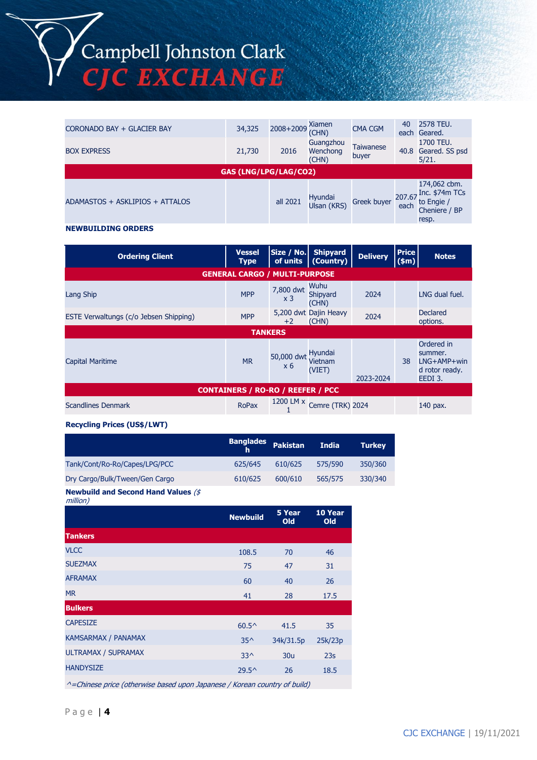| | | | | | | |
|---|---|---|---|---|---|---|
| CORONADO BAY + GLACIER BAY | 34,325 | 2008+2009 | Xiamen (CHN) | CMA CGM | 40 each | 2578 TEU. Geared. |
| BOX EXPRESS | 21,730 | 2016 | Guangzhou Wenchong (CHN) | Taiwanese buyer | 40.8 | 1700 TEU. Geared. SS psd 5/21. |
| **GAS (LNG/LPG/LAG/CO2)** | | | | | | |
| ADAMASTOS + ASKLIPIOS + ATTALOS | | all 2021 | Hyundai Ulsan (KRS) | Greek buyer | 207.67 each | 174,062 cbm. Inc. $74m TCs to Engie / Cheniere / BP resp. |

**NEWBUILDING ORDERS**

| Ordering Client | Vessel Type | Size / No. of units | Shipyard (Country) | Delivery | Price ($m) | Notes |
|---|---|---|---|---|---|---|
| **GENERAL CARGO / MULTI-PURPOSE** | | | | | | |
| Lang Ship | MPP | 7,800 dwt x 3 | Wuhu Shipyard (CHN) | 2024 | | LNG dual fuel. |
| ESTE Verwaltungs (c/o Jebsen Shipping) | MPP | 5,200 dwt +2 | Dajin Heavy (CHN) | 2024 | | Declared options. |
| **TANKERS** | | | | | | |
| Capital Maritime | MR | 50,000 dwt x 6 | Hyundai Vietnam (VIET) | 2023-2024 | 38 | Ordered in summer. LNG+AMP+wind rotor ready. EEDI 3. |
| **CONTAINERS / RO-RO / REEFER / PCC** | | | | | | |
| Scandlines Denmark | RoPax | 1200 LM x 1 | Cemre (TRK) | 2024 | | 140 pax. |

**Recycling Prices (US$/LWT)**

| | Bangladesh | Pakistan | India | Turkey |
|---|---|---|---|---|
| Tank/Cont/Ro-Ro/Capes/LPG/PCC | 625/645 | 610/625 | 575/590 | 350/360 |
| Dry Cargo/Bulk/Tween/Gen Cargo | 610/625 | 600/610 | 565/575 | 330/340 |

**Newbuild and Second Hand Values** *($ million)*

| | Newbuild | 5 Year Old | 10 Year Old |
|---|---|---|---|
| **Tankers** | | | |
| VLCC | 108.5 | 70 | 46 |
| SUEZMAX | 75 | 47 | 31 |
| AFRAMAX | 60 | 40 | 26 |
| MR | 41 | 28 | 17.5 |
| **Bulkers** | | | |
| CAPESIZE | 60.5^ | 41.5 | 35 |
| KAMSARMAX / PANAMAX | 35^ | 34k/31.5p | 25k/23p |
| ULTRAMAX / SUPRAMAX | 33^ | 30u | 23s |
| HANDYSIZE | 29.5^ | 26 | 18.5 |

*^=Chinese price (otherwise based upon Japanese / Korean country of build)*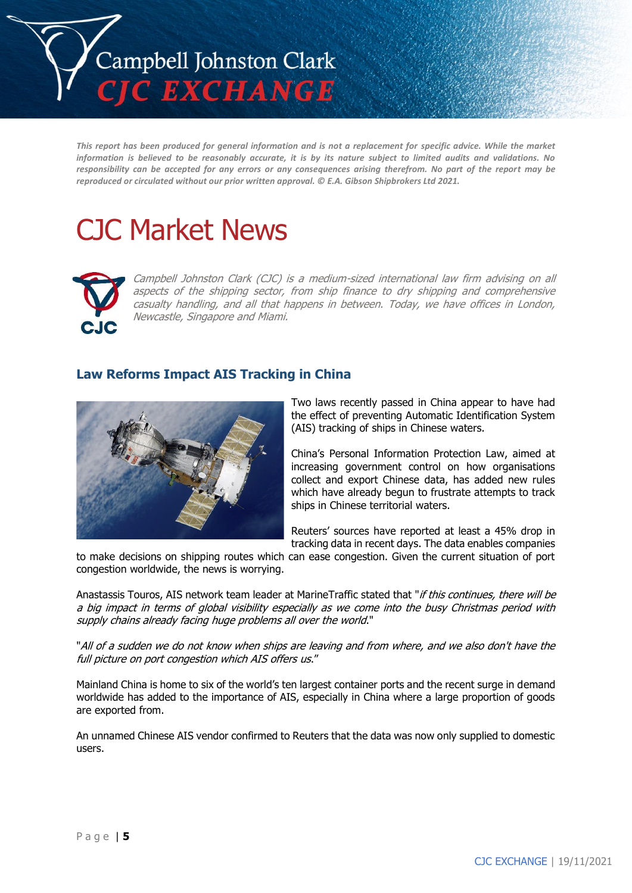*This report has been produced for general information and is not a replacement for specific advice. While the market information is believed to be reasonably accurate, it is by its nature subject to limited audits and validations. No responsibility can be accepted for any errors or any consequences arising therefrom. No part of the report may be reproduced or circulated without our prior written approval. © E.A. Gibson Shipbrokers Ltd 2021.*

# CJC Market News

*Campbell Johnston Clark (CJC) is a medium-sized international law firm advising on all aspects of the shipping sector, from ship finance to dry shipping and comprehensive casualty handling, and all that happens in between. Today, we have offices in London, Newcastle, Singapore and Miami.*

## Law Reforms Impact AIS Tracking in China

Two laws recently passed in China appear to have had the effect of preventing Automatic Identification System (AIS) tracking of ships in Chinese waters.

China's Personal Information Protection Law, aimed at increasing government control on how organisations collect and export Chinese data, has added new rules which have already begun to frustrate attempts to track ships in Chinese territorial waters.

Reuters' sources have reported at least a 45% drop in tracking data in recent days. The data enables companies to make decisions on shipping routes which can ease congestion. Given the current situation of port congestion worldwide, the news is worrying.

Anastassis Touros, AIS network team leader at MarineTraffic stated that "*if this continues, there will be a big impact in terms of global visibility especially as we come into the busy Christmas period with supply chains already facing huge problems all over the world*."

"*All of a sudden we do not know when ships are leaving and from where, and we also don't have the full picture on port congestion which AIS offers us*."

Mainland China is home to six of the world's ten largest container ports and the recent surge in demand worldwide has added to the importance of AIS, especially in China where a large proportion of goods are exported from.

An unnamed Chinese AIS vendor confirmed to Reuters that the data was now only supplied to domestic users.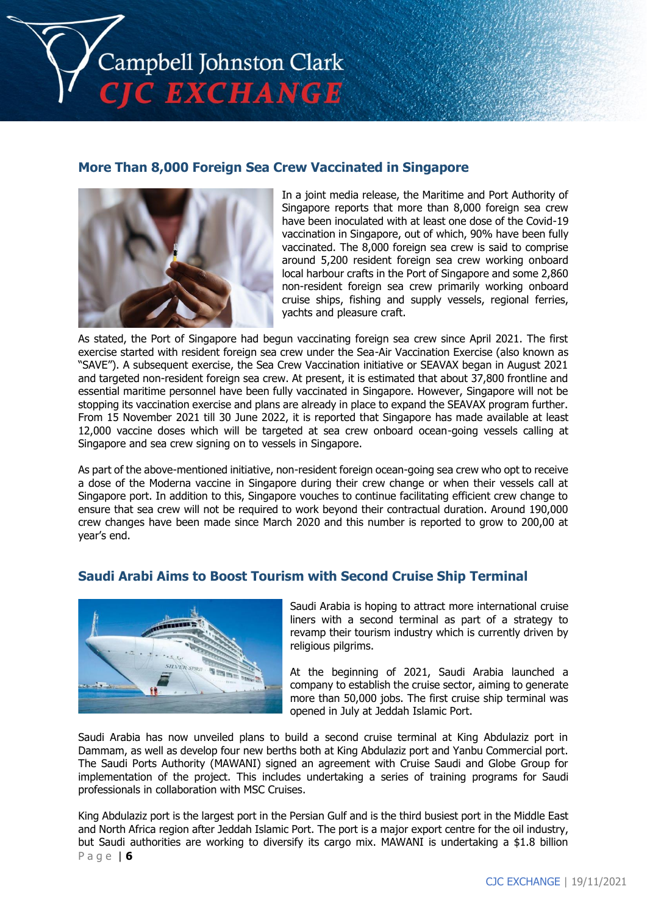## More Than 8,000 Foreign Sea Crew Vaccinated in Singapore

In a joint media release, the Maritime and Port Authority of Singapore reports that more than 8,000 foreign sea crew have been inoculated with at least one dose of the Covid-19 vaccination in Singapore, out of which, 90% have been fully vaccinated. The 8,000 foreign sea crew is said to comprise around 5,200 resident foreign sea crew working onboard local harbour crafts in the Port of Singapore and some 2,860 non-resident foreign sea crew primarily working onboard cruise ships, fishing and supply vessels, regional ferries, yachts and pleasure craft.

As stated, the Port of Singapore had begun vaccinating foreign sea crew since April 2021. The first exercise started with resident foreign sea crew under the Sea-Air Vaccination Exercise (also known as "SAVE"). A subsequent exercise, the Sea Crew Vaccination initiative or SEAVAX began in August 2021 and targeted non-resident foreign sea crew. At present, it is estimated that about 37,800 frontline and essential maritime personnel have been fully vaccinated in Singapore. However, Singapore will not be stopping its vaccination exercise and plans are already in place to expand the SEAVAX program further. From 15 November 2021 till 30 June 2022, it is reported that Singapore has made available at least 12,000 vaccine doses which will be targeted at sea crew onboard ocean-going vessels calling at Singapore and sea crew signing on to vessels in Singapore.

As part of the above-mentioned initiative, non-resident foreign ocean-going sea crew who opt to receive a dose of the Moderna vaccine in Singapore during their crew change or when their vessels call at Singapore port. In addition to this, Singapore vouches to continue facilitating efficient crew change to ensure that sea crew will not be required to work beyond their contractual duration. Around 190,000 crew changes have been made since March 2020 and this number is reported to grow to 200,00 at year's end.

## Saudi Arabi Aims to Boost Tourism with Second Cruise Ship Terminal

Saudi Arabia is hoping to attract more international cruise liners with a second terminal as part of a strategy to revamp their tourism industry which is currently driven by religious pilgrims.

At the beginning of 2021, Saudi Arabia launched a company to establish the cruise sector, aiming to generate more than 50,000 jobs. The first cruise ship terminal was opened in July at Jeddah Islamic Port.

Saudi Arabia has now unveiled plans to build a second cruise terminal at King Abdulaziz port in Dammam, as well as develop four new berths both at King Abdulaziz port and Yanbu Commercial port. The Saudi Ports Authority (MAWANI) signed an agreement with Cruise Saudi and Globe Group for implementation of the project. This includes undertaking a series of training programs for Saudi professionals in collaboration with MSC Cruises.

King Abdulaziz port is the largest port in the Persian Gulf and is the third busiest port in the Middle East and North Africa region after Jeddah Islamic Port. The port is a major export centre for the oil industry, but Saudi authorities are working to diversify its cargo mix. MAWANI is undertaking a $1.8 billion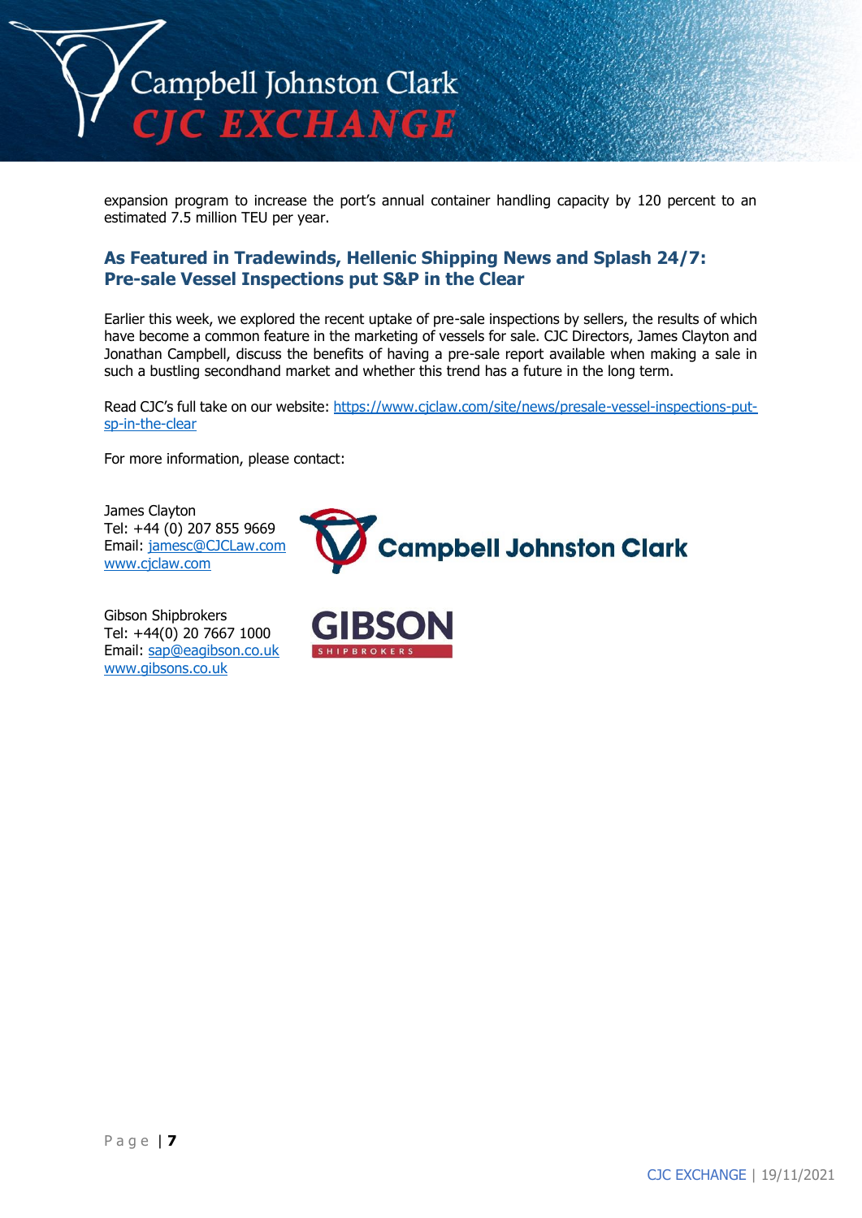expansion program to increase the port's annual container handling capacity by 120 percent to an estimated 7.5 million TEU per year.

## As Featured in Tradewinds, Hellenic Shipping News and Splash 24/7: Pre-sale Vessel Inspections put S&P in the Clear

Earlier this week, we explored the recent uptake of pre-sale inspections by sellers, the results of which have become a common feature in the marketing of vessels for sale. CJC Directors, James Clayton and Jonathan Campbell, discuss the benefits of having a pre-sale report available when making a sale in such a bustling secondhand market and whether this trend has a future in the long term.

Read CJC's full take on our website: [https://www.cjclaw.com/site/news/presale-vessel-inspections-put-sp-in-the-clear](https://www.cjclaw.com/site/news/presale-vessel-inspections-put-sp-in-the-clear)

For more information, please contact:

James Clayton
Tel: +44 (0) 207 855 9669
Email: [jamesc@CJCLaw.com](mailto:jamesc@CJCLaw.com)
[www.cjclaw.com](http://www.cjclaw.com)

Gibson Shipbrokers
Tel: +44(0) 20 7667 1000
Email: [sap@eagibson.co.uk](mailto:sap@eagibson.co.uk)
[www.gibsons.co.uk](http://www.gibsons.co.uk)